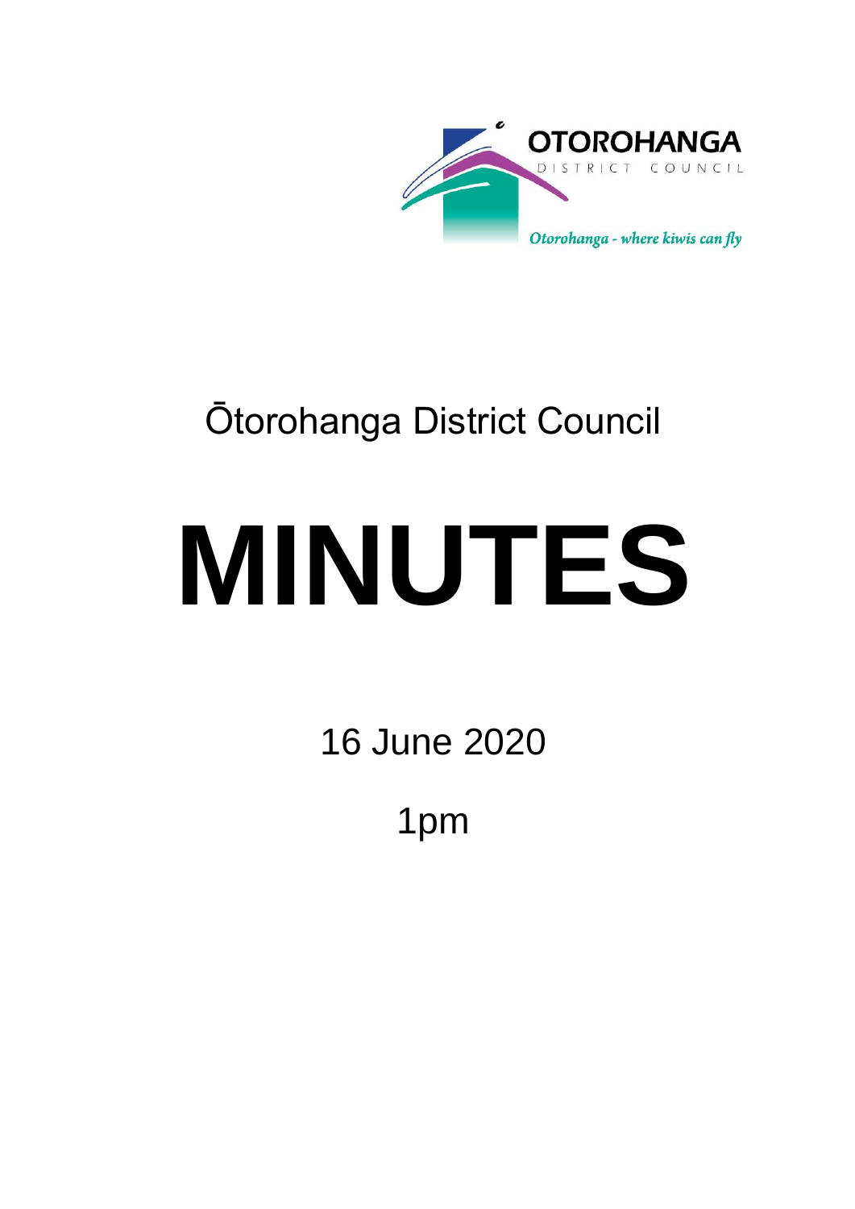OTOROHANGA DISTRICT COUNCIL

*Otorohanga - where kiwis can fly*

# Ōtorohanga District Council

# MINUTES

16 June 2020

1pm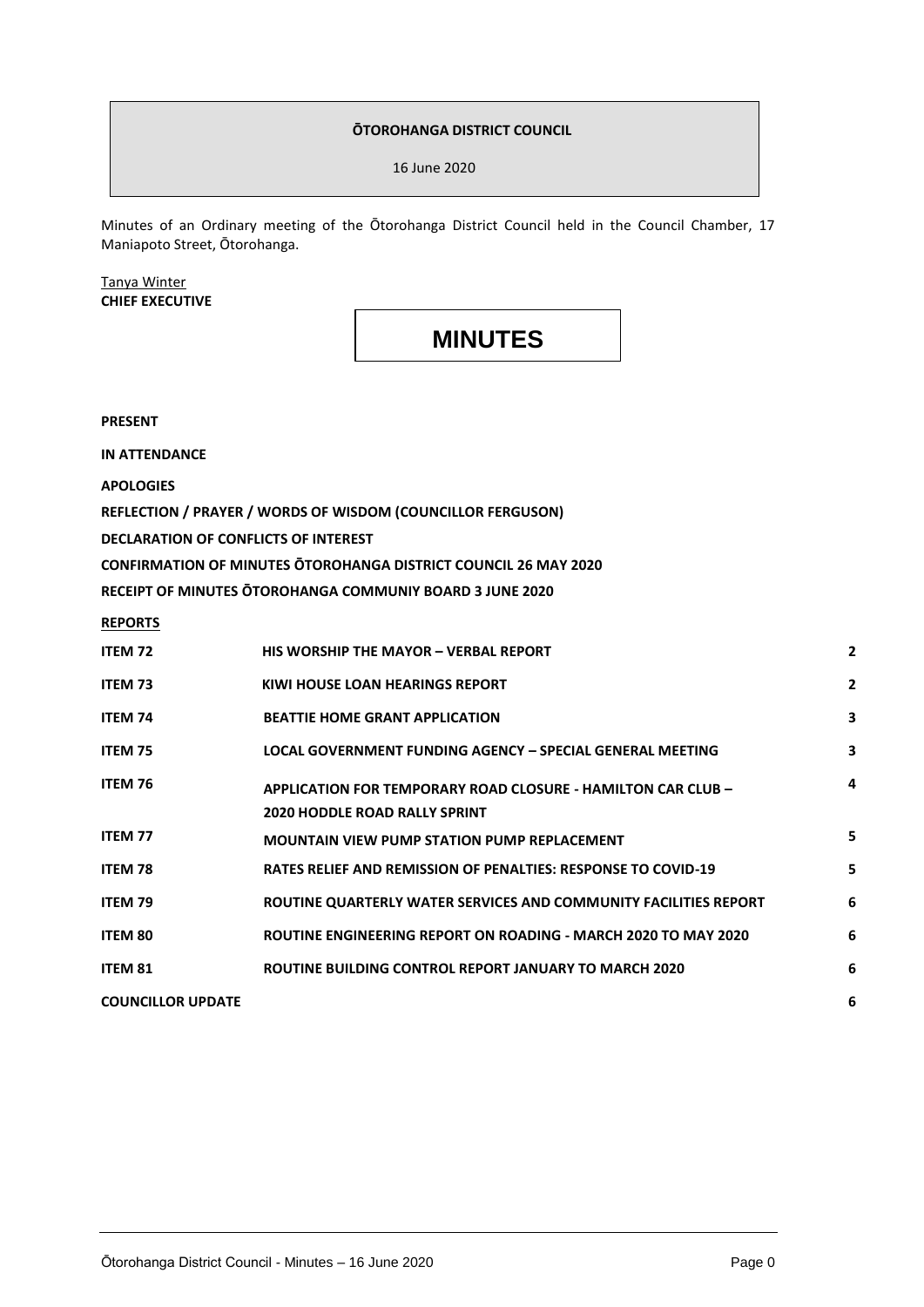**ŌTOROHANGA DISTRICT COUNCIL**

16 June 2020

Minutes of an Ordinary meeting of the Ōtorohanga District Council held in the Council Chamber, 17 Maniapoto Street, Ōtorohanga.

Tanya Winter
**CHIEF EXECUTIVE**

# MINUTES

**PRESENT**

**IN ATTENDANCE**

**APOLOGIES**

**REFLECTION / PRAYER / WORDS OF WISDOM (COUNCILLOR FERGUSON)**

**DECLARATION OF CONFLICTS OF INTEREST**

**CONFIRMATION OF MINUTES ŌTOROHANGA DISTRICT COUNCIL 26 MAY 2020**

**RECEIPT OF MINUTES ŌTOROHANGA COMMUNIY BOARD 3 JUNE 2020**

**REPORTS**

| | | |
|---|---|---|
| **ITEM 72** | **HIS WORSHIP THE MAYOR – VERBAL REPORT** | **2** |
| **ITEM 73** | **KIWI HOUSE LOAN HEARINGS REPORT** | **2** |
| **ITEM 74** | **BEATTIE HOME GRANT APPLICATION** | **3** |
| **ITEM 75** | **LOCAL GOVERNMENT FUNDING AGENCY – SPECIAL GENERAL MEETING** | **3** |
| **ITEM 76** | **APPLICATION FOR TEMPORARY ROAD CLOSURE - HAMILTON CAR CLUB – 2020 HODDLE ROAD RALLY SPRINT** | **4** |
| **ITEM 77** | **MOUNTAIN VIEW PUMP STATION PUMP REPLACEMENT** | **5** |
| **ITEM 78** | **RATES RELIEF AND REMISSION OF PENALTIES: RESPONSE TO COVID-19** | **5** |
| **ITEM 79** | **ROUTINE QUARTERLY WATER SERVICES AND COMMUNITY FACILITIES REPORT** | **6** |
| **ITEM 80** | **ROUTINE ENGINEERING REPORT ON ROADING - MARCH 2020 TO MAY 2020** | **6** |
| **ITEM 81** | **ROUTINE BUILDING CONTROL REPORT JANUARY TO MARCH 2020** | **6** |
| **COUNCILLOR UPDATE** | | **6** |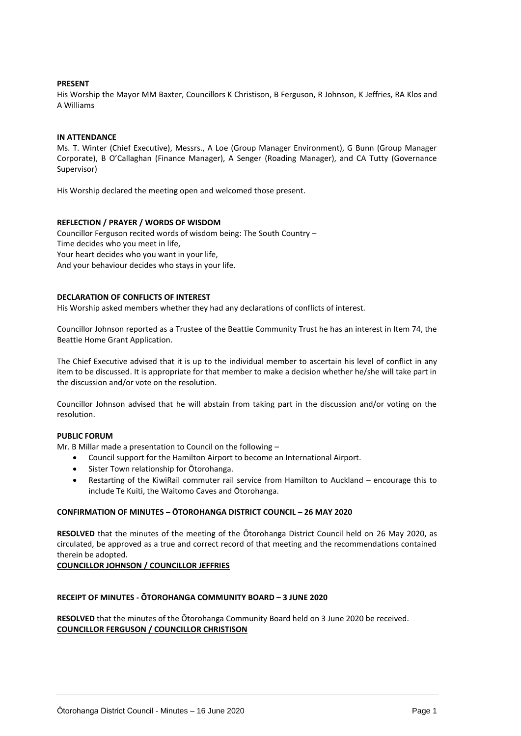**PRESENT**
His Worship the Mayor MM Baxter, Councillors K Christison, B Ferguson, R Johnson, K Jeffries, RA Klos and A Williams

**IN ATTENDANCE**
Ms. T. Winter (Chief Executive), Messrs., A Loe (Group Manager Environment), G Bunn (Group Manager Corporate), B O'Callaghan (Finance Manager), A Senger (Roading Manager), and CA Tutty (Governance Supervisor)

His Worship declared the meeting open and welcomed those present.

**REFLECTION / PRAYER / WORDS OF WISDOM**
Councillor Ferguson recited words of wisdom being: The South Country –
Time decides who you meet in life,
Your heart decides who you want in your life,
And your behaviour decides who stays in your life.

**DECLARATION OF CONFLICTS OF INTEREST**
His Worship asked members whether they had any declarations of conflicts of interest.

Councillor Johnson reported as a Trustee of the Beattie Community Trust he has an interest in Item 74, the Beattie Home Grant Application.

The Chief Executive advised that it is up to the individual member to ascertain his level of conflict in any item to be discussed. It is appropriate for that member to make a decision whether he/she will take part in the discussion and/or vote on the resolution.

Councillor Johnson advised that he will abstain from taking part in the discussion and/or voting on the resolution.

**PUBLIC FORUM**
Mr. B Millar made a presentation to Council on the following –

- Council support for the Hamilton Airport to become an International Airport.
- Sister Town relationship for Ōtorohanga.
- Restarting of the KiwiRail commuter rail service from Hamilton to Auckland – encourage this to include Te Kuiti, the Waitomo Caves and Ōtorohanga.

**CONFIRMATION OF MINUTES – ŌTOROHANGA DISTRICT COUNCIL – 26 MAY 2020**

**RESOLVED** that the minutes of the meeting of the Ōtorohanga District Council held on 26 May 2020, as circulated, be approved as a true and correct record of that meeting and the recommendations contained therein be adopted.
**COUNCILLOR JOHNSON / COUNCILLOR JEFFRIES**

**RECEIPT OF MINUTES - ŌTOROHANGA COMMUNITY BOARD – 3 JUNE 2020**

**RESOLVED** that the minutes of the Ōtorohanga Community Board held on 3 June 2020 be received.
**COUNCILLOR FERGUSON / COUNCILLOR CHRISTISON**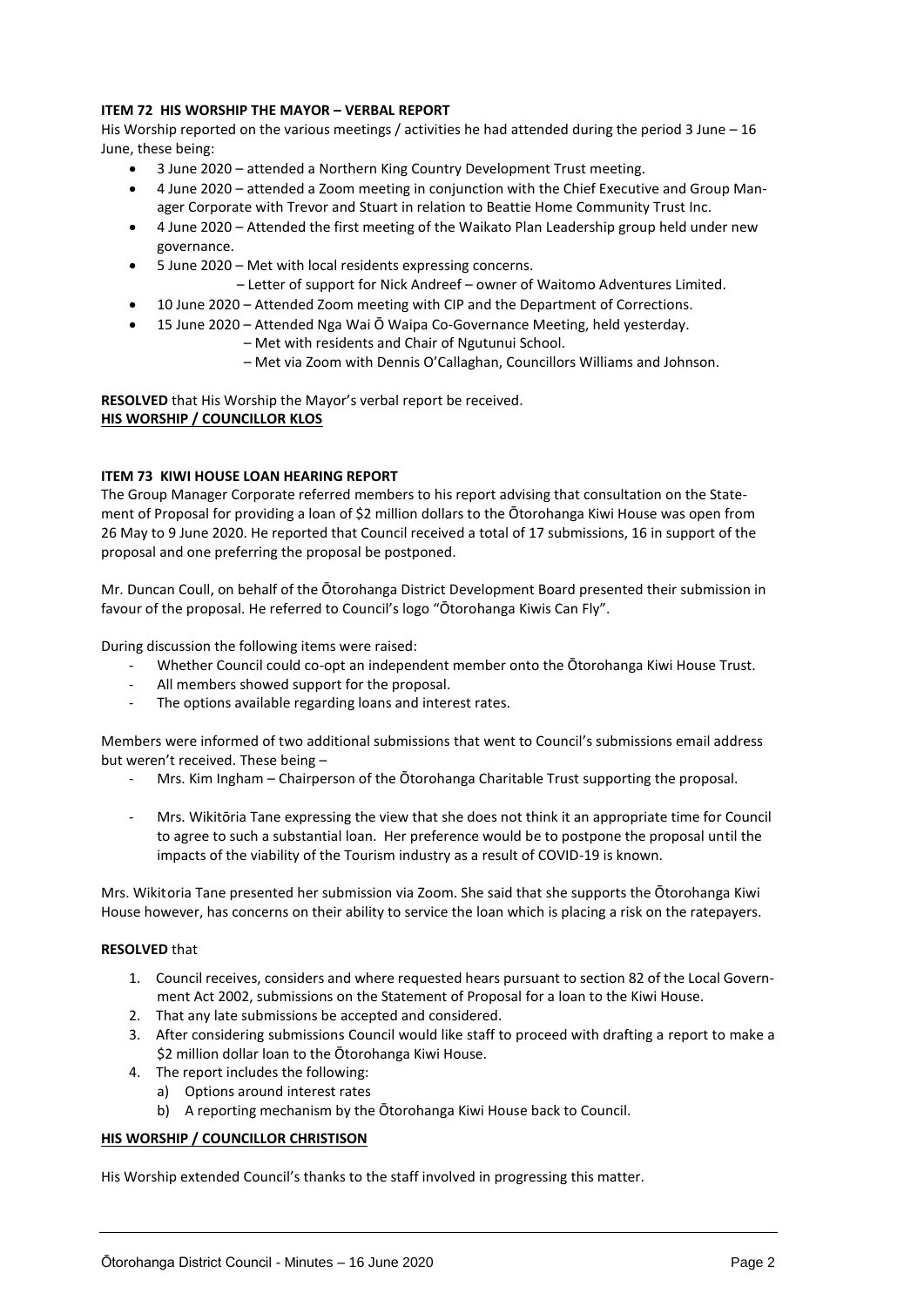**ITEM 72 HIS WORSHIP THE MAYOR – VERBAL REPORT**

His Worship reported on the various meetings / activities he had attended during the period 3 June – 16 June, these being:

- 3 June 2020 – attended a Northern King Country Development Trust meeting.
- 4 June 2020 – attended a Zoom meeting in conjunction with the Chief Executive and Group Manager Corporate with Trevor and Stuart in relation to Beattie Home Community Trust Inc.
- 4 June 2020 – Attended the first meeting of the Waikato Plan Leadership group held under new governance.
- 5 June 2020 – Met with local residents expressing concerns.
  – Letter of support for Nick Andreef – owner of Waitomo Adventures Limited.
- 10 June 2020 – Attended Zoom meeting with CIP and the Department of Corrections.
- 15 June 2020 – Attended Nga Wai Ō Waipa Co-Governance Meeting, held yesterday.
  – Met with residents and Chair of Ngutunui School.
  – Met via Zoom with Dennis O'Callaghan, Councillors Williams and Johnson.

**RESOLVED** that His Worship the Mayor's verbal report be received.
**HIS WORSHIP / COUNCILLOR KLOS**

**ITEM 73 KIWI HOUSE LOAN HEARING REPORT**

The Group Manager Corporate referred members to his report advising that consultation on the Statement of Proposal for providing a loan of $2 million dollars to the Ōtorohanga Kiwi House was open from 26 May to 9 June 2020. He reported that Council received a total of 17 submissions, 16 in support of the proposal and one preferring the proposal be postponed.

Mr. Duncan Coull, on behalf of the Ōtorohanga District Development Board presented their submission in favour of the proposal. He referred to Council's logo "Ōtorohanga Kiwis Can Fly".

During discussion the following items were raised:

- Whether Council could co-opt an independent member onto the Ōtorohanga Kiwi House Trust.
- All members showed support for the proposal.
- The options available regarding loans and interest rates.

Members were informed of two additional submissions that went to Council's submissions email address but weren't received. These being –

- Mrs. Kim Ingham – Chairperson of the Ōtorohanga Charitable Trust supporting the proposal.
- Mrs. Wikitōria Tane expressing the view that she does not think it an appropriate time for Council to agree to such a substantial loan. Her preference would be to postpone the proposal until the impacts of the viability of the Tourism industry as a result of COVID-19 is known.

Mrs. Wikitoria Tane presented her submission via Zoom. She said that she supports the Ōtorohanga Kiwi House however, has concerns on their ability to service the loan which is placing a risk on the ratepayers.

**RESOLVED** that

1. Council receives, considers and where requested hears pursuant to section 82 of the Local Government Act 2002, submissions on the Statement of Proposal for a loan to the Kiwi House.
2. That any late submissions be accepted and considered.
3. After considering submissions Council would like staff to proceed with drafting a report to make a $2 million dollar loan to the Ōtorohanga Kiwi House.
4. The report includes the following:
   a) Options around interest rates
   b) A reporting mechanism by the Ōtorohanga Kiwi House back to Council.

**HIS WORSHIP / COUNCILLOR CHRISTISON**

His Worship extended Council's thanks to the staff involved in progressing this matter.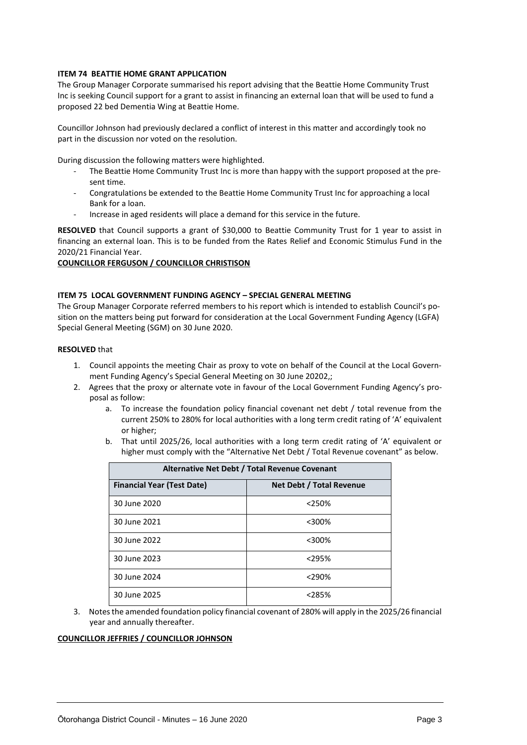**ITEM 74 BEATTIE HOME GRANT APPLICATION**

The Group Manager Corporate summarised his report advising that the Beattie Home Community Trust Inc is seeking Council support for a grant to assist in financing an external loan that will be used to fund a proposed 22 bed Dementia Wing at Beattie Home.

Councillor Johnson had previously declared a conflict of interest in this matter and accordingly took no part in the discussion nor voted on the resolution.

During discussion the following matters were highlighted.

- The Beattie Home Community Trust Inc is more than happy with the support proposed at the present time.
- Congratulations be extended to the Beattie Home Community Trust Inc for approaching a local Bank for a loan.
- Increase in aged residents will place a demand for this service in the future.

**RESOLVED** that Council supports a grant of $30,000 to Beattie Community Trust for 1 year to assist in financing an external loan. This is to be funded from the Rates Relief and Economic Stimulus Fund in the 2020/21 Financial Year.

**COUNCILLOR FERGUSON / COUNCILLOR CHRISTISON**

**ITEM 75 LOCAL GOVERNMENT FUNDING AGENCY – SPECIAL GENERAL MEETING**

The Group Manager Corporate referred members to his report which is intended to establish Council's position on the matters being put forward for consideration at the Local Government Funding Agency (LGFA) Special General Meeting (SGM) on 30 June 2020.

**RESOLVED** that

1. Council appoints the meeting Chair as proxy to vote on behalf of the Council at the Local Government Funding Agency's Special General Meeting on 30 June 20202,;
2. Agrees that the proxy or alternate vote in favour of the Local Government Funding Agency's proposal as follow:
   a. To increase the foundation policy financial covenant net debt / total revenue from the current 250% to 280% for local authorities with a long term credit rating of 'A' equivalent or higher;
   b. That until 2025/26, local authorities with a long term credit rating of 'A' equivalent or higher must comply with the "Alternative Net Debt / Total Revenue covenant" as below.

| Alternative Net Debt / Total Revenue Covenant | |
|---|---|
| **Financial Year (Test Date)** | **Net Debt / Total Revenue** |
| 30 June 2020 | <250% |
| 30 June 2021 | <300% |
| 30 June 2022 | <300% |
| 30 June 2023 | <295% |
| 30 June 2024 | <290% |
| 30 June 2025 | <285% |

3. Notes the amended foundation policy financial covenant of 280% will apply in the 2025/26 financial year and annually thereafter.

**COUNCILLOR JEFFRIES / COUNCILLOR JOHNSON**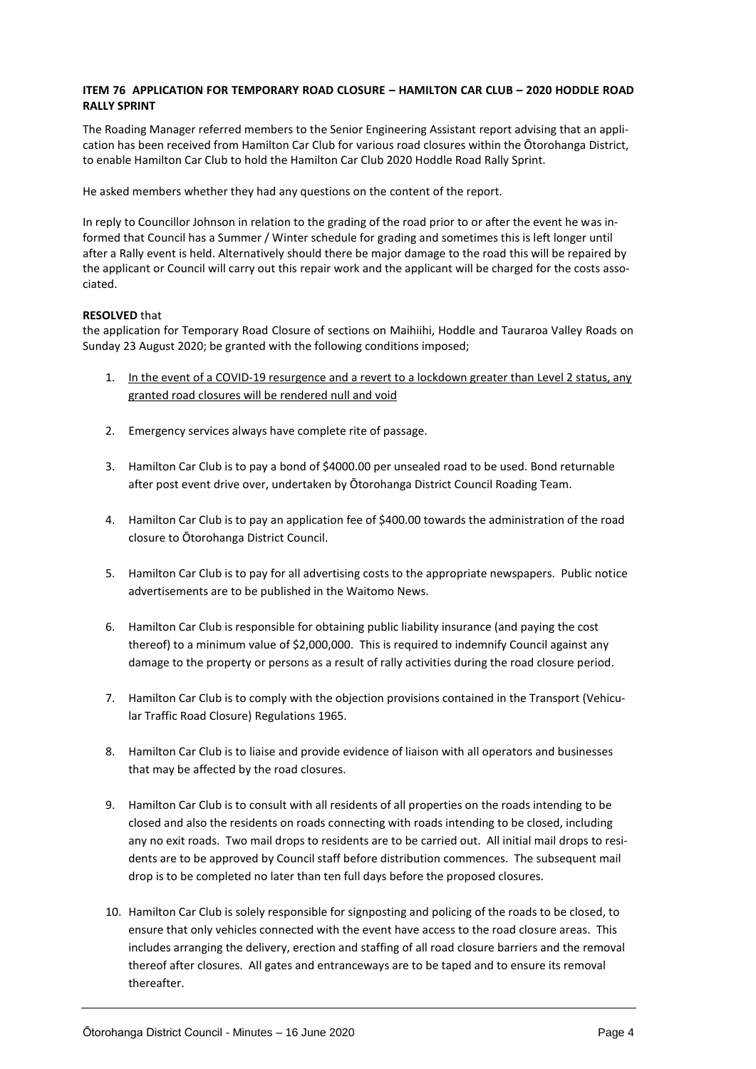**ITEM 76 APPLICATION FOR TEMPORARY ROAD CLOSURE – HAMILTON CAR CLUB – 2020 HODDLE ROAD RALLY SPRINT**

The Roading Manager referred members to the Senior Engineering Assistant report advising that an application has been received from Hamilton Car Club for various road closures within the Ōtorohanga District, to enable Hamilton Car Club to hold the Hamilton Car Club 2020 Hoddle Road Rally Sprint.

He asked members whether they had any questions on the content of the report.

In reply to Councillor Johnson in relation to the grading of the road prior to or after the event he was informed that Council has a Summer / Winter schedule for grading and sometimes this is left longer until after a Rally event is held. Alternatively should there be major damage to the road this will be repaired by the applicant or Council will carry out this repair work and the applicant will be charged for the costs associated.

**RESOLVED** that

the application for Temporary Road Closure of sections on Maihiihi, Hoddle and Tauraroa Valley Roads on Sunday 23 August 2020; be granted with the following conditions imposed;

1. In the event of a COVID-19 resurgence and a revert to a lockdown greater than Level 2 status, any granted road closures will be rendered null and void

2. Emergency services always have complete rite of passage.

3. Hamilton Car Club is to pay a bond of $4000.00 per unsealed road to be used. Bond returnable after post event drive over, undertaken by Ōtorohanga District Council Roading Team.

4. Hamilton Car Club is to pay an application fee of $400.00 towards the administration of the road closure to Ōtorohanga District Council.

5. Hamilton Car Club is to pay for all advertising costs to the appropriate newspapers. Public notice advertisements are to be published in the Waitomo News.

6. Hamilton Car Club is responsible for obtaining public liability insurance (and paying the cost thereof) to a minimum value of $2,000,000. This is required to indemnify Council against any damage to the property or persons as a result of rally activities during the road closure period.

7. Hamilton Car Club is to comply with the objection provisions contained in the Transport (Vehicular Traffic Road Closure) Regulations 1965.

8. Hamilton Car Club is to liaise and provide evidence of liaison with all operators and businesses that may be affected by the road closures.

9. Hamilton Car Club is to consult with all residents of all properties on the roads intending to be closed and also the residents on roads connecting with roads intending to be closed, including any no exit roads. Two mail drops to residents are to be carried out. All initial mail drops to residents are to be approved by Council staff before distribution commences. The subsequent mail drop is to be completed no later than ten full days before the proposed closures.

10. Hamilton Car Club is solely responsible for signposting and policing of the roads to be closed, to ensure that only vehicles connected with the event have access to the road closure areas. This includes arranging the delivery, erection and staffing of all road closure barriers and the removal thereof after closures. All gates and entranceways are to be taped and to ensure its removal thereafter.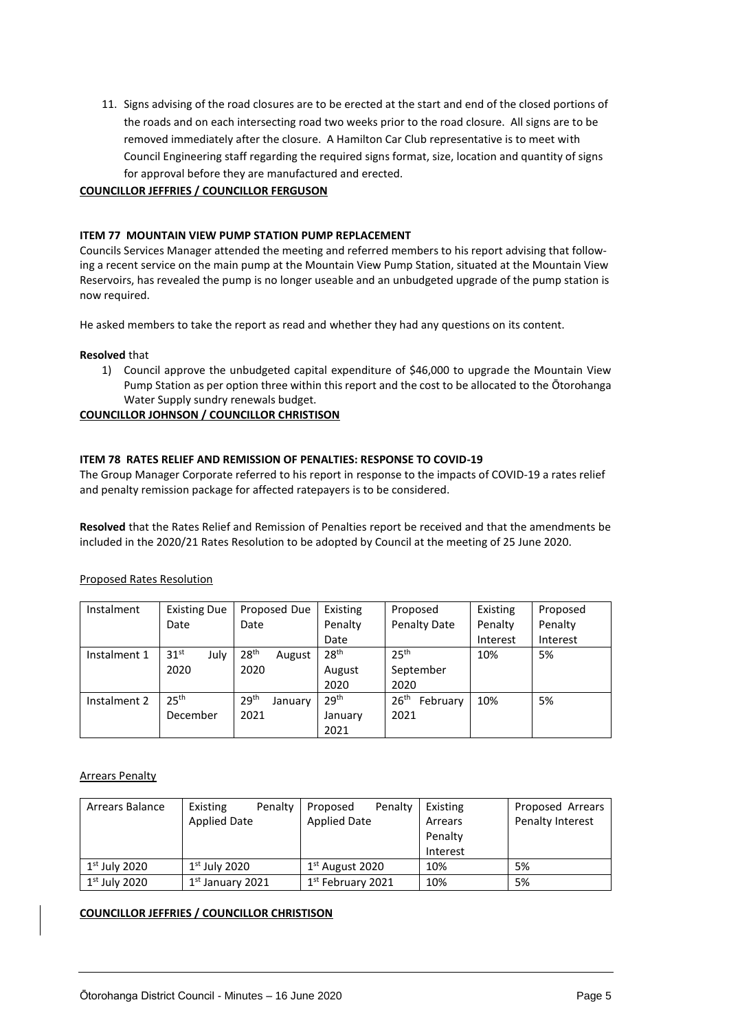11. Signs advising of the road closures are to be erected at the start and end of the closed portions of the roads and on each intersecting road two weeks prior to the road closure. All signs are to be removed immediately after the closure. A Hamilton Car Club representative is to meet with Council Engineering staff regarding the required signs format, size, location and quantity of signs for approval before they are manufactured and erected.

**COUNCILLOR JEFFRIES / COUNCILLOR FERGUSON**

**ITEM 77 MOUNTAIN VIEW PUMP STATION PUMP REPLACEMENT**

Councils Services Manager attended the meeting and referred members to his report advising that following a recent service on the main pump at the Mountain View Pump Station, situated at the Mountain View Reservoirs, has revealed the pump is no longer useable and an unbudgeted upgrade of the pump station is now required.

He asked members to take the report as read and whether they had any questions on its content.

**Resolved** that

1) Council approve the unbudgeted capital expenditure of $46,000 to upgrade the Mountain View Pump Station as per option three within this report and the cost to be allocated to the Ōtorohanga Water Supply sundry renewals budget.

**COUNCILLOR JOHNSON / COUNCILLOR CHRISTISON**

**ITEM 78 RATES RELIEF AND REMISSION OF PENALTIES: RESPONSE TO COVID-19**

The Group Manager Corporate referred to his report in response to the impacts of COVID-19 a rates relief and penalty remission package for affected ratepayers is to be considered.

**Resolved** that the Rates Relief and Remission of Penalties report be received and that the amendments be included in the 2020/21 Rates Resolution to be adopted by Council at the meeting of 25 June 2020.

Proposed Rates Resolution

| Instalment | Existing Due Date | Proposed Due Date | Existing Penalty Date | Proposed Penalty Date | Existing Penalty Interest | Proposed Penalty Interest |
|---|---|---|---|---|---|---|
| Instalment 1 | 31st July 2020 | 28th August 2020 | 28th August 2020 | 25th September 2020 | 10% | 5% |
| Instalment 2 | 25th December | 29th January 2021 | 29th January 2021 | 26th February 2021 | 10% | 5% |

Arrears Penalty

| Arrears Balance | Existing Penalty Applied Date | Proposed Penalty Applied Date | Existing Arrears Penalty Interest | Proposed Arrears Penalty Interest |
|---|---|---|---|---|
| 1st July 2020 | 1st July 2020 | 1st August 2020 | 10% | 5% |
| 1st July 2020 | 1st January 2021 | 1st February 2021 | 10% | 5% |

**COUNCILLOR JEFFRIES / COUNCILLOR CHRISTISON**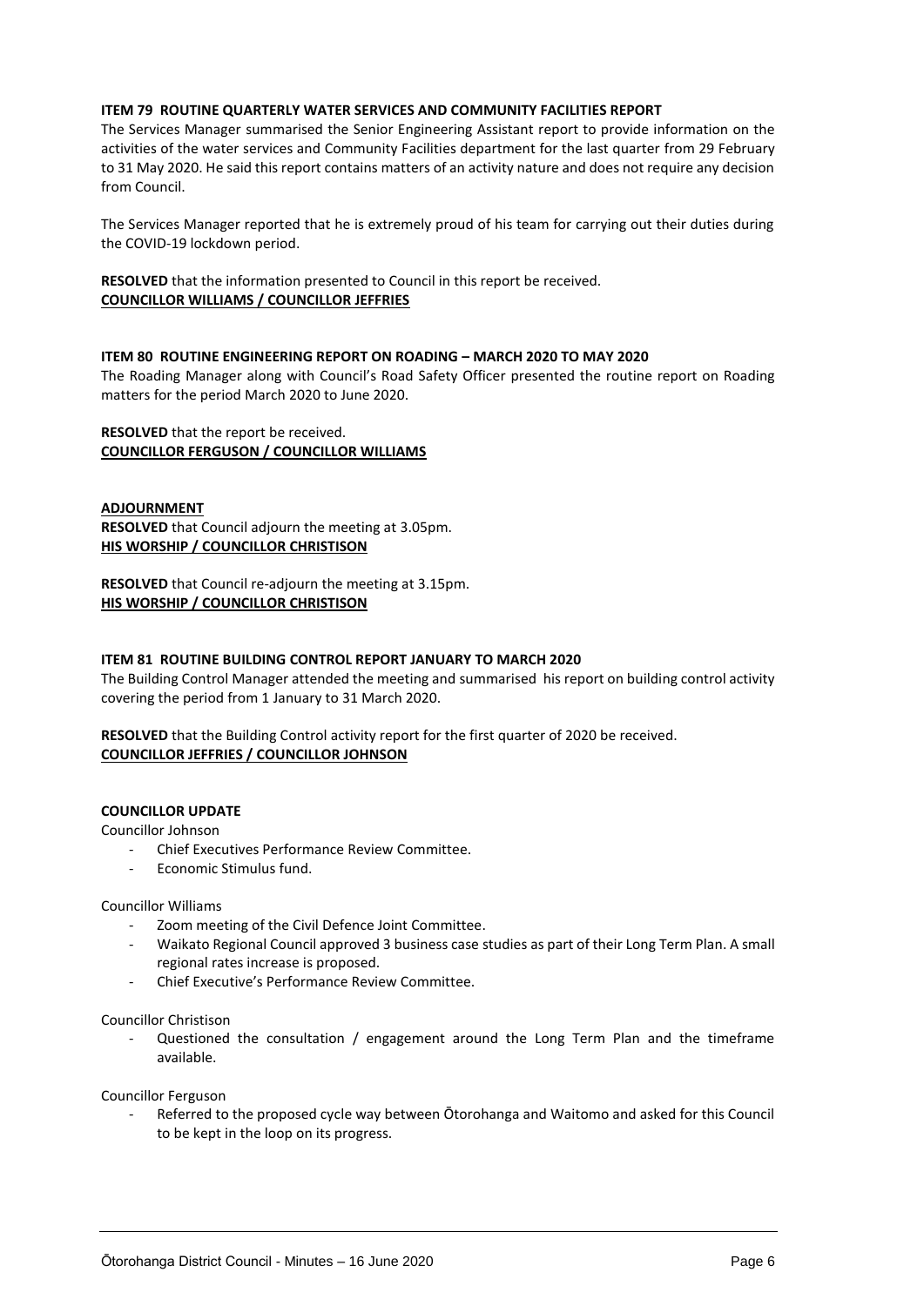**ITEM 79 ROUTINE QUARTERLY WATER SERVICES AND COMMUNITY FACILITIES REPORT**

The Services Manager summarised the Senior Engineering Assistant report to provide information on the activities of the water services and Community Facilities department for the last quarter from 29 February to 31 May 2020. He said this report contains matters of an activity nature and does not require any decision from Council.

The Services Manager reported that he is extremely proud of his team for carrying out their duties during the COVID-19 lockdown period.

**RESOLVED** that the information presented to Council in this report be received.
**<u>COUNCILLOR WILLIAMS / COUNCILLOR JEFFRIES</u>**

**ITEM 80 ROUTINE ENGINEERING REPORT ON ROADING – MARCH 2020 TO MAY 2020**

The Roading Manager along with Council's Road Safety Officer presented the routine report on Roading matters for the period March 2020 to June 2020.

**RESOLVED** that the report be received.
**<u>COUNCILLOR FERGUSON / COUNCILLOR WILLIAMS</u>**

**<u>ADJOURNMENT</u>**

**RESOLVED** that Council adjourn the meeting at 3.05pm.
**<u>HIS WORSHIP / COUNCILLOR CHRISTISON</u>**

**RESOLVED** that Council re-adjourn the meeting at 3.15pm.
**<u>HIS WORSHIP / COUNCILLOR CHRISTISON</u>**

**ITEM 81 ROUTINE BUILDING CONTROL REPORT JANUARY TO MARCH 2020**

The Building Control Manager attended the meeting and summarised his report on building control activity covering the period from 1 January to 31 March 2020.

**RESOLVED** that the Building Control activity report for the first quarter of 2020 be received.
**<u>COUNCILLOR JEFFRIES / COUNCILLOR JOHNSON</u>**

**COUNCILLOR UPDATE**

Councillor Johnson

- Chief Executives Performance Review Committee.
- Economic Stimulus fund.

Councillor Williams

- Zoom meeting of the Civil Defence Joint Committee.
- Waikato Regional Council approved 3 business case studies as part of their Long Term Plan. A small regional rates increase is proposed.
- Chief Executive's Performance Review Committee.

Councillor Christison

- Questioned the consultation / engagement around the Long Term Plan and the timeframe available.

Councillor Ferguson

- Referred to the proposed cycle way between Ōtorohanga and Waitomo and asked for this Council to be kept in the loop on its progress.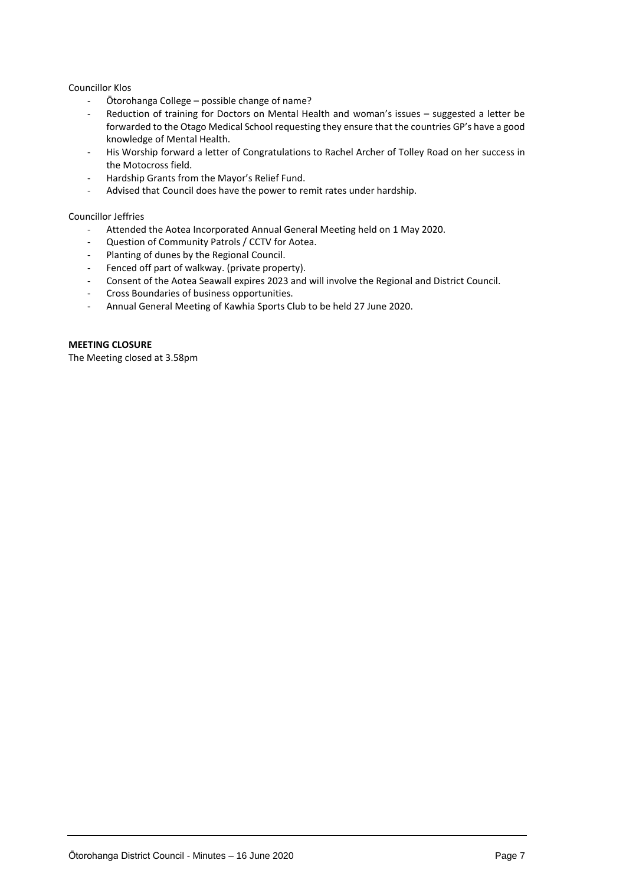Councillor Klos

- Ōtorohanga College – possible change of name?
- Reduction of training for Doctors on Mental Health and woman's issues – suggested a letter be forwarded to the Otago Medical School requesting they ensure that the countries GP's have a good knowledge of Mental Health.
- His Worship forward a letter of Congratulations to Rachel Archer of Tolley Road on her success in the Motocross field.
- Hardship Grants from the Mayor's Relief Fund.
- Advised that Council does have the power to remit rates under hardship.

Councillor Jeffries

- Attended the Aotea Incorporated Annual General Meeting held on 1 May 2020.
- Question of Community Patrols / CCTV for Aotea.
- Planting of dunes by the Regional Council.
- Fenced off part of walkway. (private property).
- Consent of the Aotea Seawall expires 2023 and will involve the Regional and District Council.
- Cross Boundaries of business opportunities.
- Annual General Meeting of Kawhia Sports Club to be held 27 June 2020.

**MEETING CLOSURE**

The Meeting closed at 3.58pm